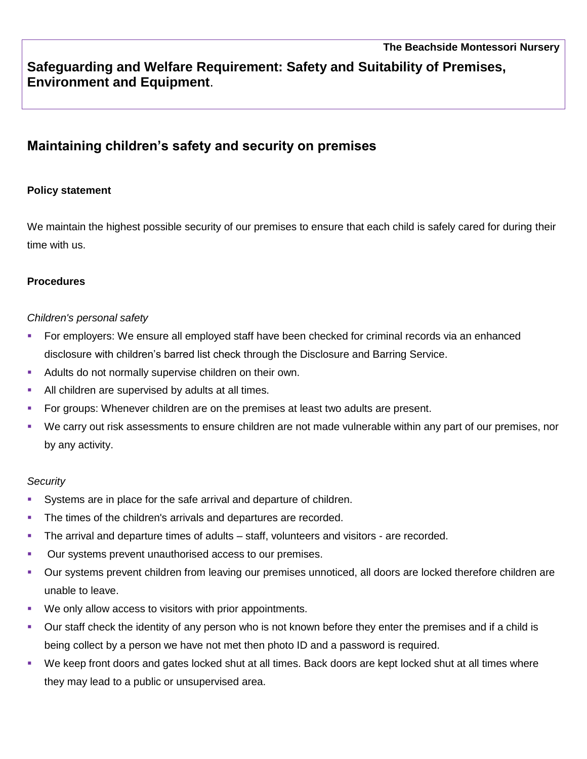The Beachside Montessori Nursery

# Safeguarding and Welfare Requirement: Safety and Suitability of Premises, Environment and Equipment.

## Maintaining children's safety and security on premises

**Policy statement**

We maintain the highest possible security of our premises to ensure that each child is safely cared for during their time with us.

**Procedures**

*Children's personal safety*

- For employers: We ensure all employed staff have been checked for criminal records via an enhanced disclosure with children's barred list check through the Disclosure and Barring Service.
- Adults do not normally supervise children on their own.
- All children are supervised by adults at all times.
- For groups: Whenever children are on the premises at least two adults are present.
- We carry out risk assessments to ensure children are not made vulnerable within any part of our premises, nor by any activity.

*Security*

- Systems are in place for the safe arrival and departure of children.
- The times of the children's arrivals and departures are recorded.
- The arrival and departure times of adults – staff, volunteers and visitors - are recorded.
- Our systems prevent unauthorised access to our premises.
- Our systems prevent children from leaving our premises unnoticed, all doors are locked therefore children are unable to leave.
- We only allow access to visitors with prior appointments.
- Our staff check the identity of any person who is not known before they enter the premises and if a child is being collect by a person we have not met then photo ID and a password is required.
- We keep front doors and gates locked shut at all times. Back doors are kept locked shut at all times where they may lead to a public or unsupervised area.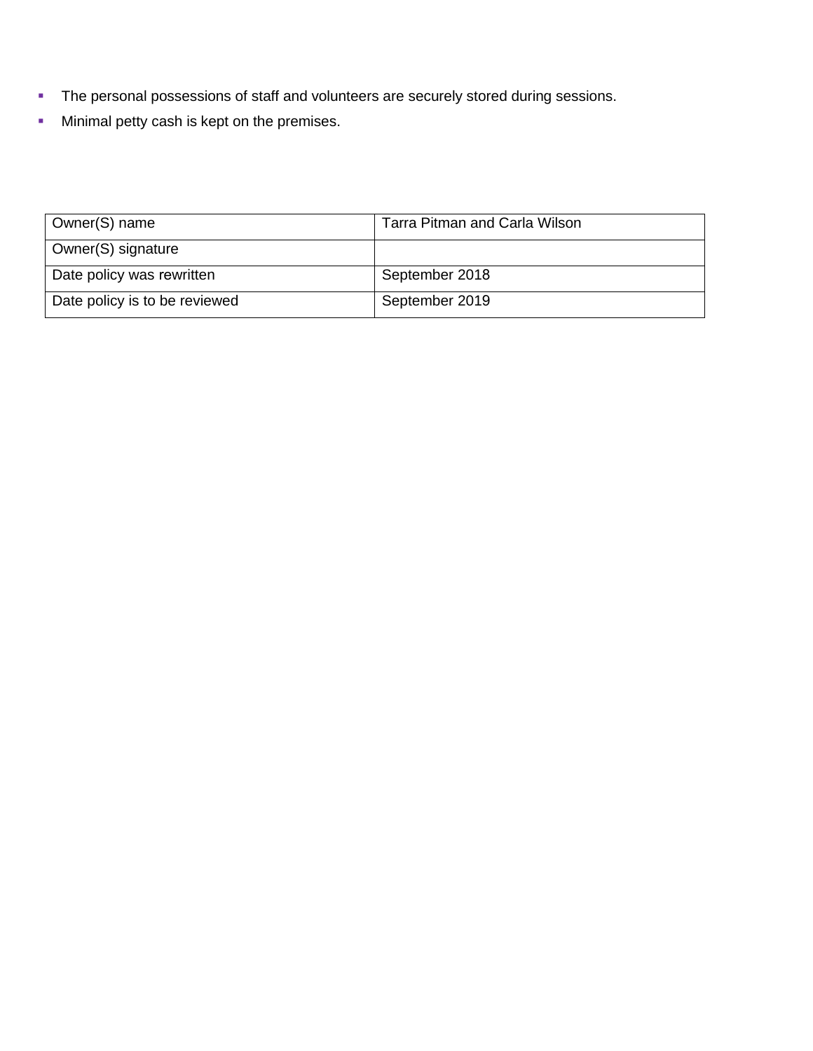- The personal possessions of staff and volunteers are securely stored during sessions.
- Minimal petty cash is kept on the premises.

| | |
|---|---|
| Owner(S) name | Tarra Pitman and Carla Wilson |
| Owner(S) signature | |
| Date policy was rewritten | September 2018 |
| Date policy is to be reviewed | September 2019 |